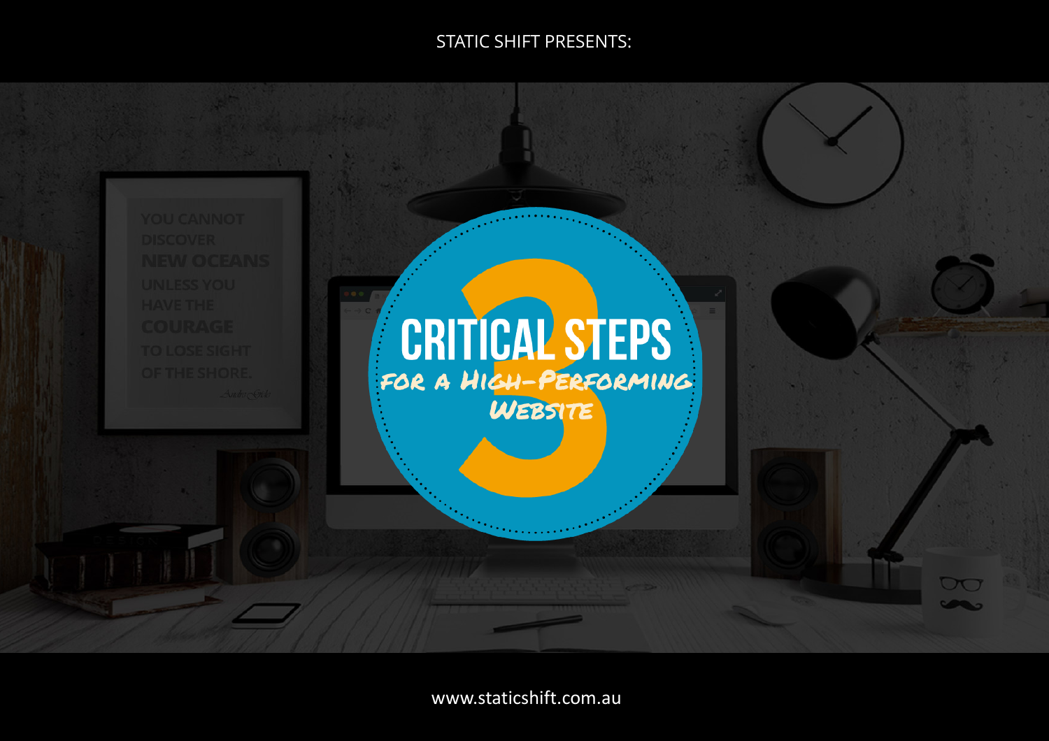STATIC SHIFT PRESENTS:

# 3 CRITICAL STEPS

## for a High-Performing Website

www.staticshift.com.au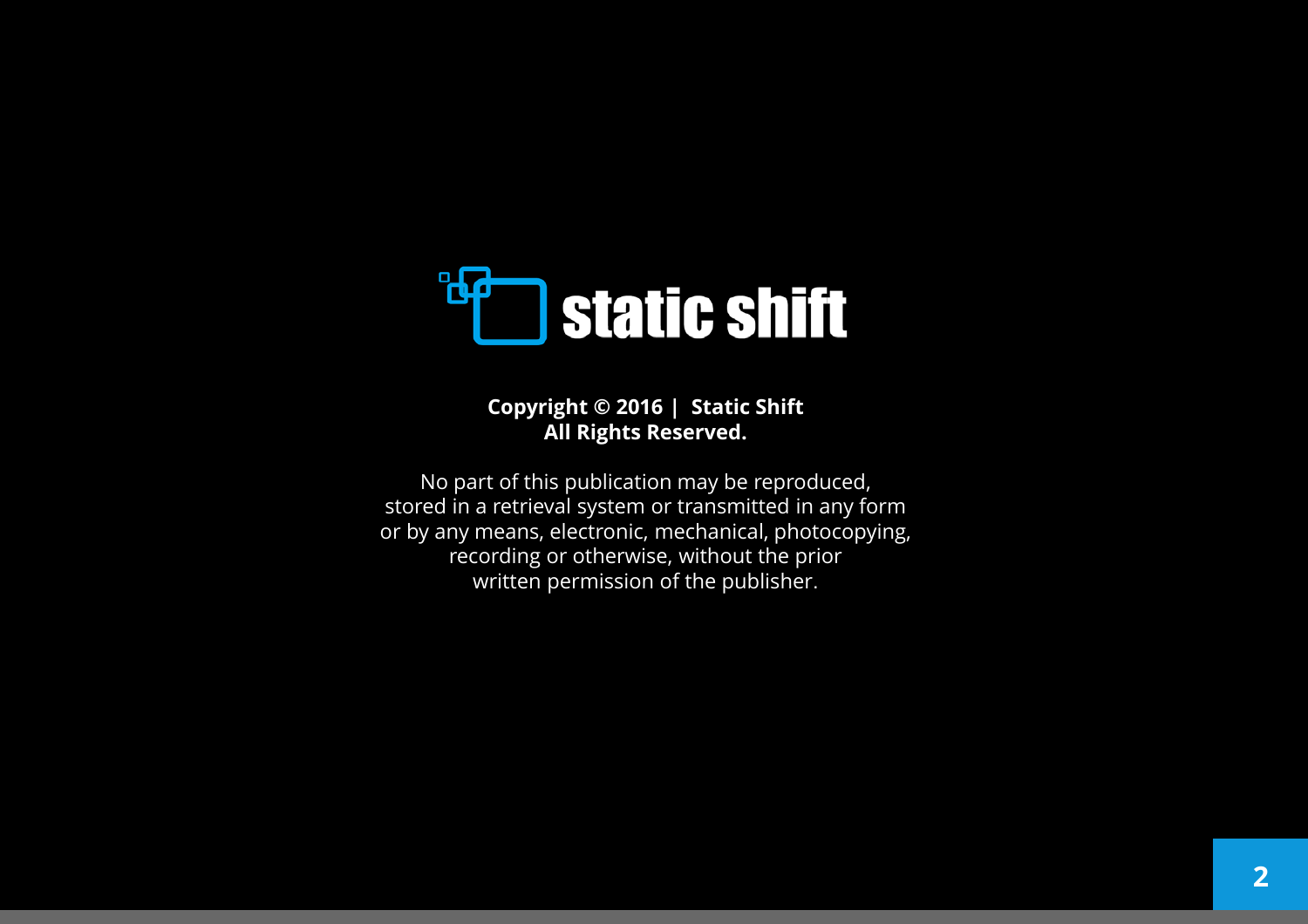static shift

**Copyright © 2016 | Static Shift**
**All Rights Reserved.**

No part of this publication may be reproduced, stored in a retrieval system or transmitted in any form or by any means, electronic, mechanical, photocopying, recording or otherwise, without the prior written permission of the publisher.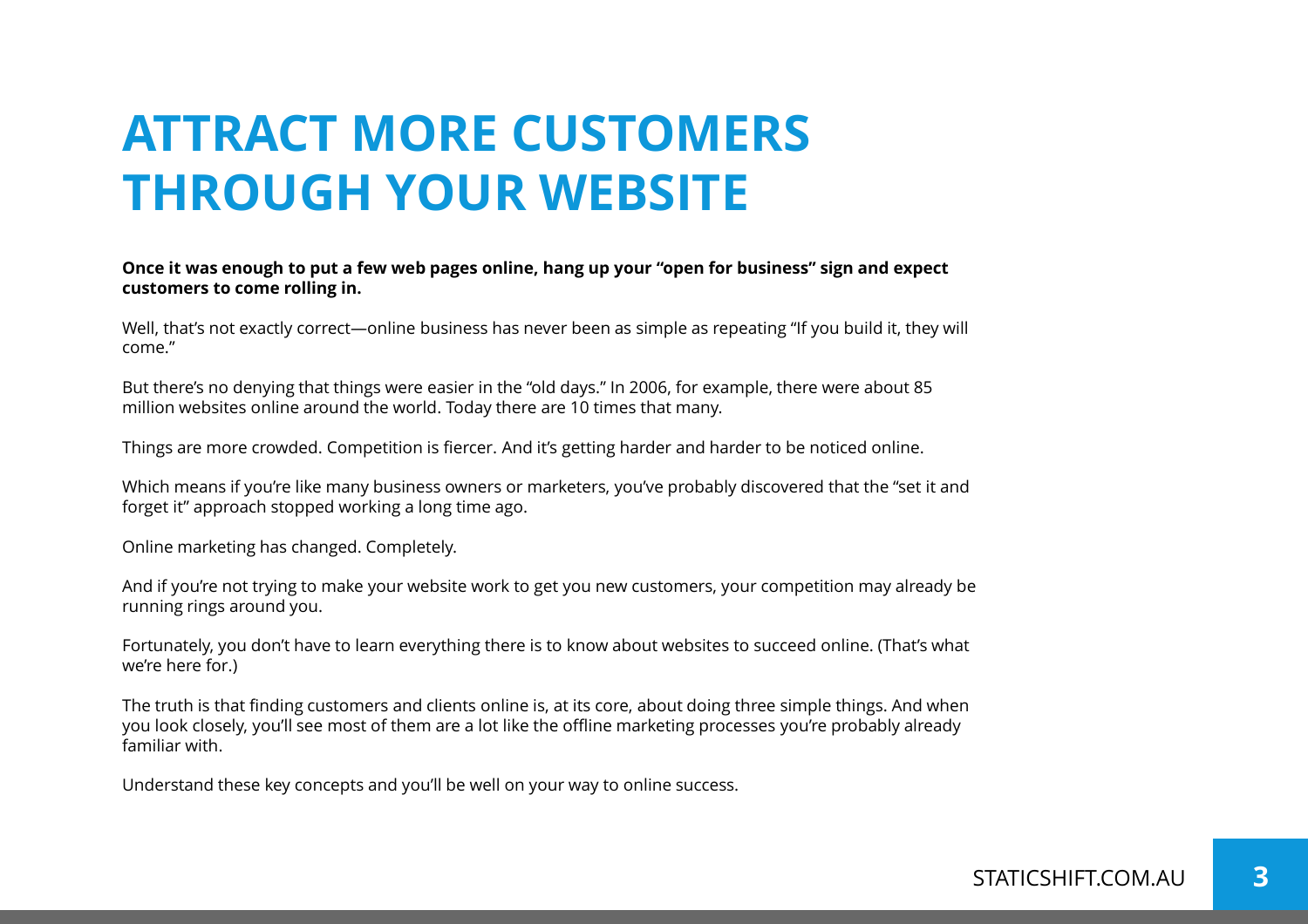# ATTRACT MORE CUSTOMERS THROUGH YOUR WEBSITE

**Once it was enough to put a few web pages online, hang up your "open for business" sign and expect customers to come rolling in.**

Well, that's not exactly correct—online business has never been as simple as repeating "If you build it, they will come."

But there's no denying that things were easier in the "old days." In 2006, for example, there were about 85 million websites online around the world. Today there are 10 times that many.

Things are more crowded. Competition is fiercer. And it's getting harder and harder to be noticed online.

Which means if you're like many business owners or marketers, you've probably discovered that the "set it and forget it" approach stopped working a long time ago.

Online marketing has changed. Completely.

And if you're not trying to make your website work to get you new customers, your competition may already be running rings around you.

Fortunately, you don't have to learn everything there is to know about websites to succeed online. (That's what we're here for.)

The truth is that finding customers and clients online is, at its core, about doing three simple things. And when you look closely, you'll see most of them are a lot like the offline marketing processes you're probably already familiar with.

Understand these key concepts and you'll be well on your way to online success.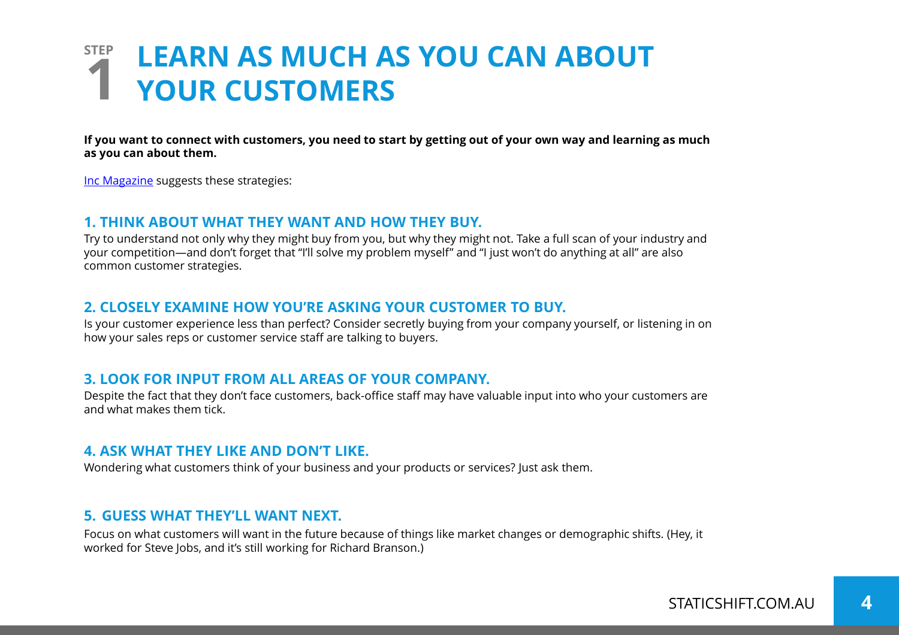# STEP 1 LEARN AS MUCH AS YOU CAN ABOUT YOUR CUSTOMERS

**If you want to connect with customers, you need to start by getting out of your own way and learning as much as you can about them.**

Inc Magazine suggests these strategies:

### 1. THINK ABOUT WHAT THEY WANT AND HOW THEY BUY.

Try to understand not only why they might buy from you, but why they might not. Take a full scan of your industry and your competition—and don't forget that "I'll solve my problem myself" and "I just won't do anything at all" are also common customer strategies.

### 2. CLOSELY EXAMINE HOW YOU'RE ASKING YOUR CUSTOMER TO BUY.

Is your customer experience less than perfect? Consider secretly buying from your company yourself, or listening in on how your sales reps or customer service staff are talking to buyers.

### 3. LOOK FOR INPUT FROM ALL AREAS OF YOUR COMPANY.

Despite the fact that they don't face customers, back-office staff may have valuable input into who your customers are and what makes them tick.

### 4. ASK WHAT THEY LIKE AND DON'T LIKE.

Wondering what customers think of your business and your products or services? Just ask them.

### 5. GUESS WHAT THEY'LL WANT NEXT.

Focus on what customers will want in the future because of things like market changes or demographic shifts. (Hey, it worked for Steve Jobs, and it's still working for Richard Branson.)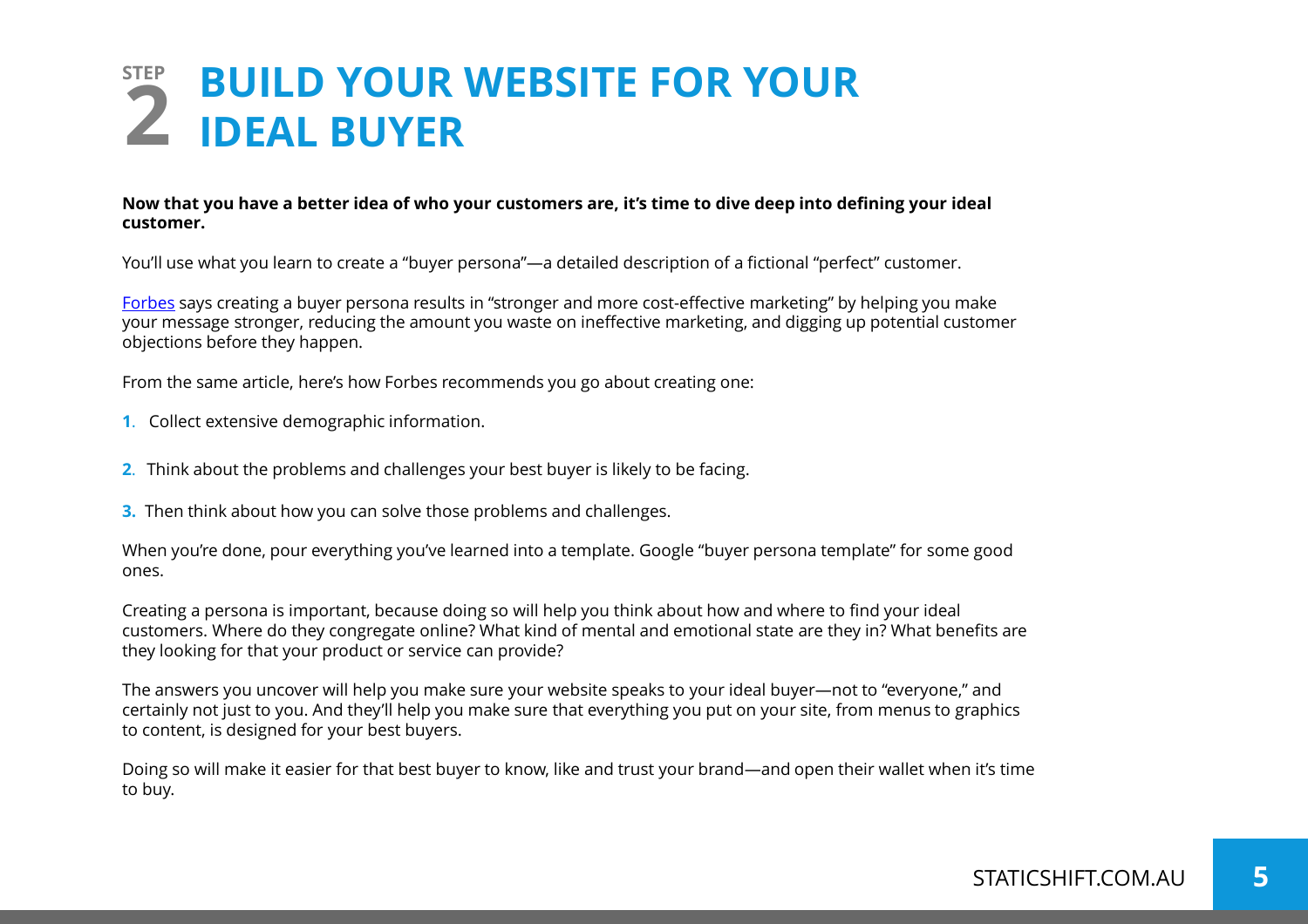# STEP 2 BUILD YOUR WEBSITE FOR YOUR IDEAL BUYER

**Now that you have a better idea of who your customers are, it's time to dive deep into defining your ideal customer.**

You'll use what you learn to create a "buyer persona"—a detailed description of a fictional "perfect" customer.

Forbes says creating a buyer persona results in "stronger and more cost-effective marketing" by helping you make your message stronger, reducing the amount you waste on ineffective marketing, and digging up potential customer objections before they happen.

From the same article, here's how Forbes recommends you go about creating one:

1. Collect extensive demographic information.
2. Think about the problems and challenges your best buyer is likely to be facing.
3. Then think about how you can solve those problems and challenges.

When you're done, pour everything you've learned into a template. Google "buyer persona template" for some good ones.

Creating a persona is important, because doing so will help you think about how and where to find your ideal customers. Where do they congregate online? What kind of mental and emotional state are they in? What benefits are they looking for that your product or service can provide?

The answers you uncover will help you make sure your website speaks to your ideal buyer—not to "everyone," and certainly not just to you. And they'll help you make sure that everything you put on your site, from menus to graphics to content, is designed for your best buyers.

Doing so will make it easier for that best buyer to know, like and trust your brand—and open their wallet when it's time to buy.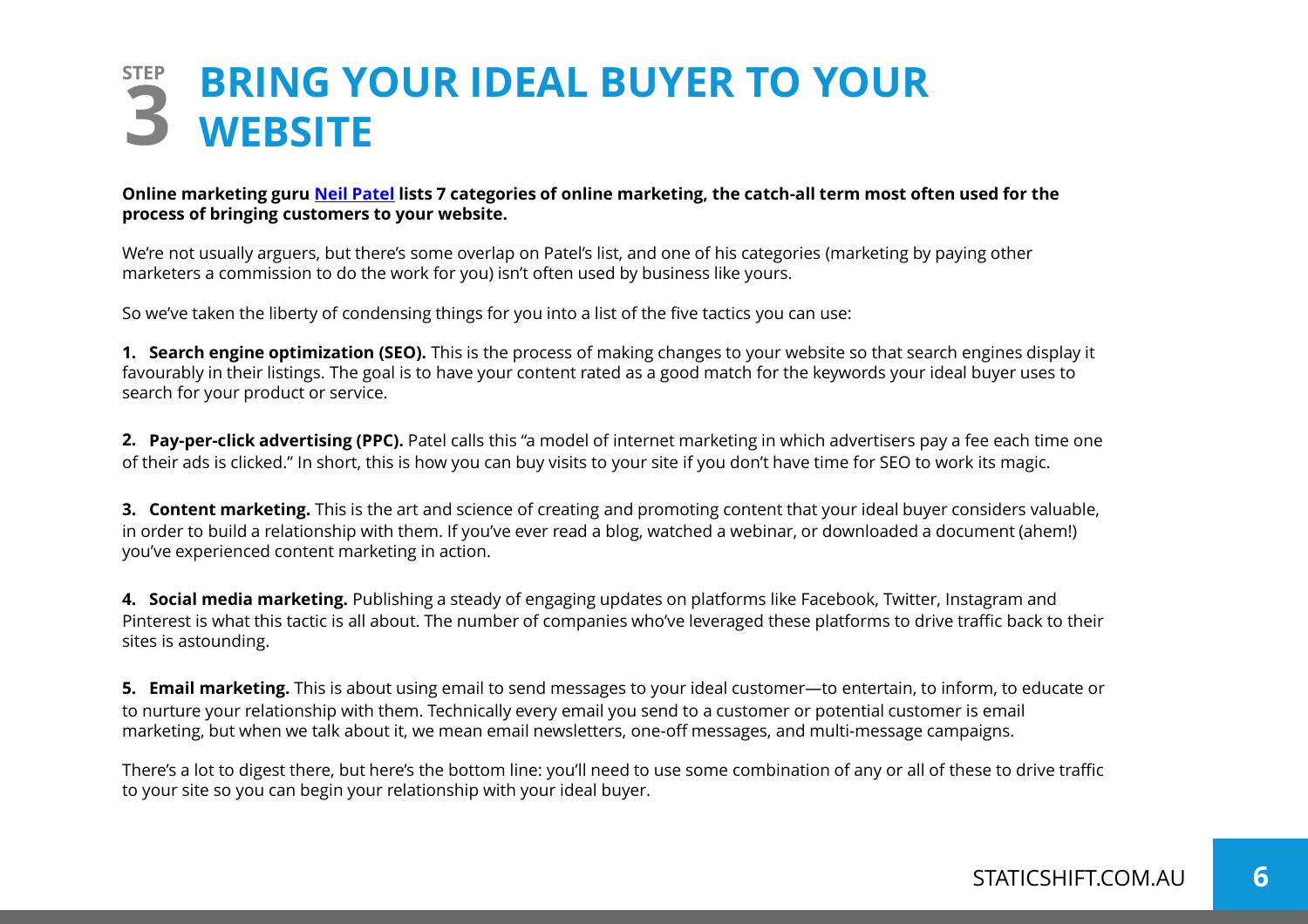# STEP 3 BRING YOUR IDEAL BUYER TO YOUR WEBSITE

**Online marketing guru Neil Patel lists 7 categories of online marketing, the catch-all term most often used for the process of bringing customers to your website.**

We're not usually arguers, but there's some overlap on Patel's list, and one of his categories (marketing by paying other marketers a commission to do the work for you) isn't often used by business like yours.

So we've taken the liberty of condensing things for you into a list of the five tactics you can use:

1. **Search engine optimization (SEO).** This is the process of making changes to your website so that search engines display it favourably in their listings. The goal is to have your content rated as a good match for the keywords your ideal buyer uses to search for your product or service.

2. **Pay-per-click advertising (PPC).** Patel calls this "a model of internet marketing in which advertisers pay a fee each time one of their ads is clicked." In short, this is how you can buy visits to your site if you don't have time for SEO to work its magic.

3. **Content marketing.** This is the art and science of creating and promoting content that your ideal buyer considers valuable, in order to build a relationship with them. If you've ever read a blog, watched a webinar, or downloaded a document (ahem!) you've experienced content marketing in action.

4. **Social media marketing.** Publishing a steady of engaging updates on platforms like Facebook, Twitter, Instagram and Pinterest is what this tactic is all about. The number of companies who've leveraged these platforms to drive traffic back to their sites is astounding.

5. **Email marketing.** This is about using email to send messages to your ideal customer—to entertain, to inform, to educate or to nurture your relationship with them. Technically every email you send to a customer or potential customer is email marketing, but when we talk about it, we mean email newsletters, one-off messages, and multi-message campaigns.

There's a lot to digest there, but here's the bottom line: you'll need to use some combination of any or all of these to drive traffic to your site so you can begin your relationship with your ideal buyer.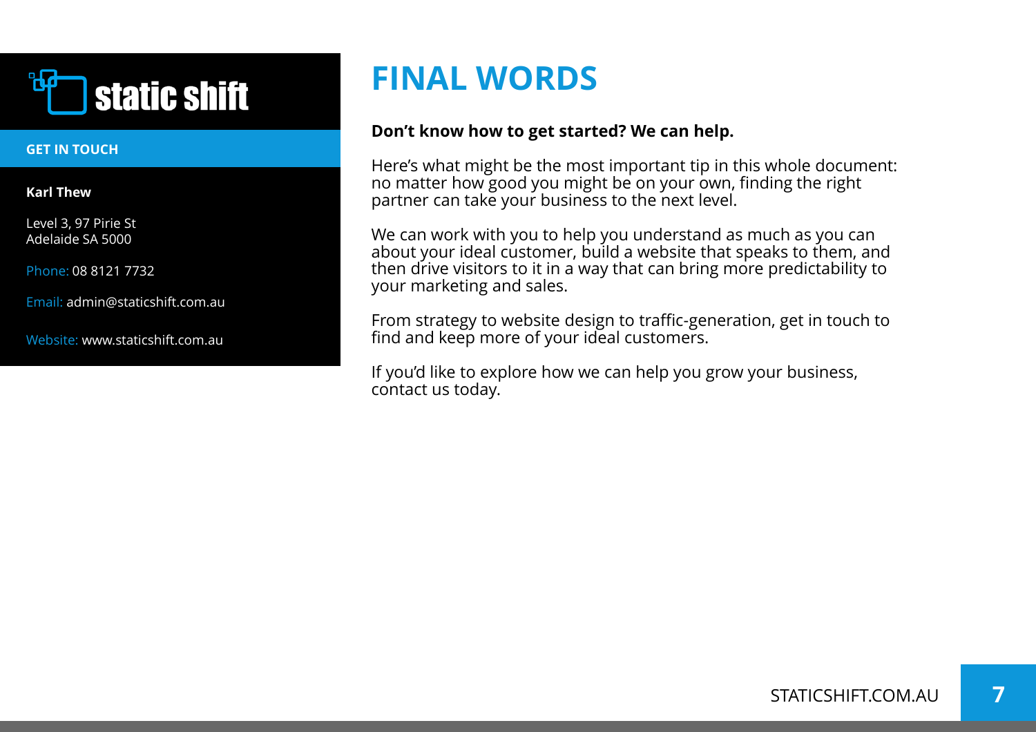static shift

## GET IN TOUCH

**Karl Thew**

Level 3, 97 Pirie St
Adelaide SA 5000

Phone: 08 8121 7732

Email: admin@staticshift.com.au

Website: www.staticshift.com.au

# FINAL WORDS

**Don't know how to get started? We can help.**

Here's what might be the most important tip in this whole document: no matter how good you might be on your own, finding the right partner can take your business to the next level.

We can work with you to help you understand as much as you can about your ideal customer, build a website that speaks to them, and then drive visitors to it in a way that can bring more predictability to your marketing and sales.

From strategy to website design to traffic-generation, get in touch to find and keep more of your ideal customers.

If you'd like to explore how we can help you grow your business, contact us today.